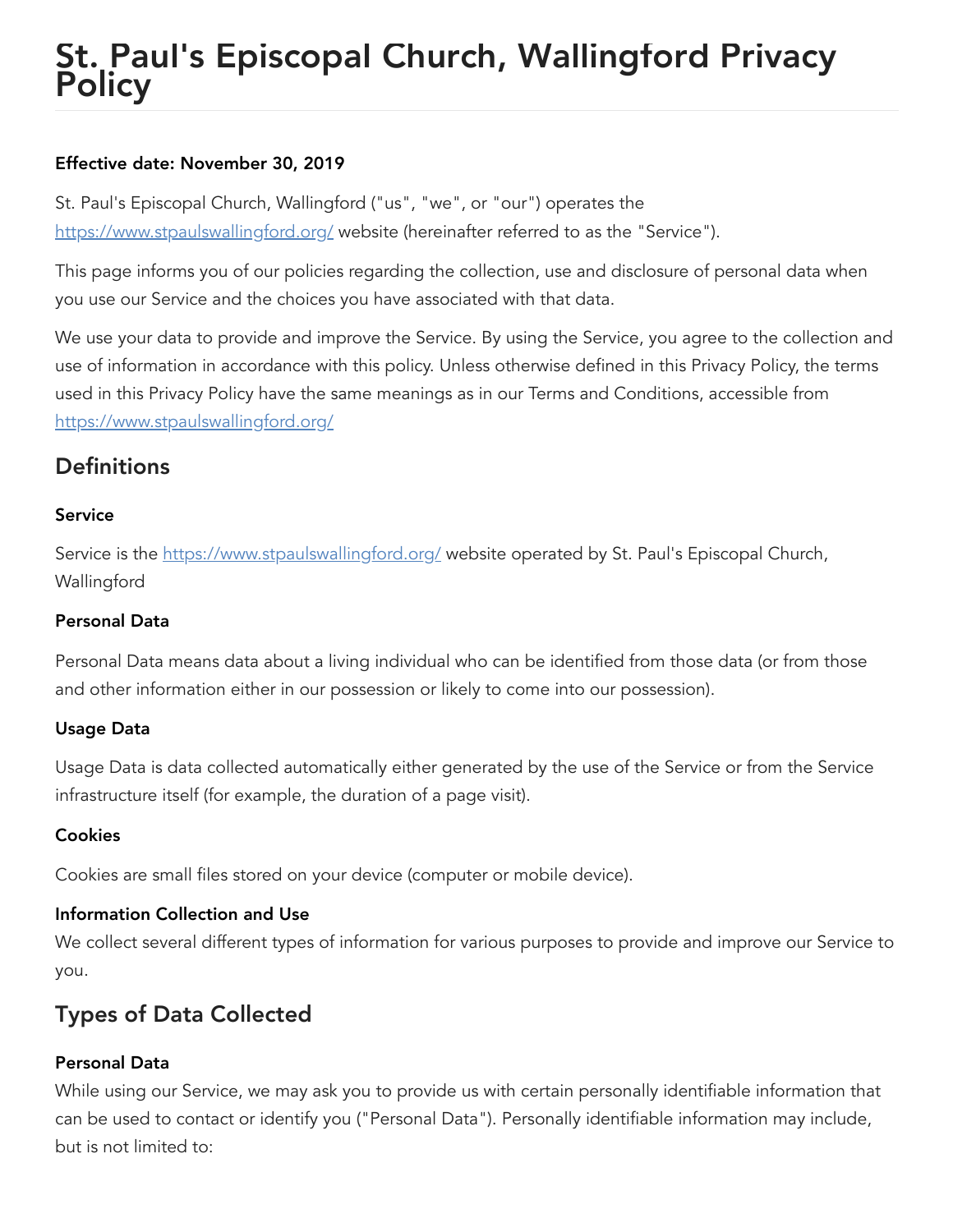# St. Paul's Episcopal Church, Wallingford Privacy Policy

**Effective date: November 30, 2019**

St. Paul's Episcopal Church, Wallingford ("us", "we", or "our") operates the https://www.stpaulswallingford.org/ website (hereinafter referred to as the "Service").

This page informs you of our policies regarding the collection, use and disclosure of personal data when you use our Service and the choices you have associated with that data.

We use your data to provide and improve the Service. By using the Service, you agree to the collection and use of information in accordance with this policy. Unless otherwise defined in this Privacy Policy, the terms used in this Privacy Policy have the same meanings as in our Terms and Conditions, accessible from https://www.stpaulswallingford.org/

## Definitions

### Service

Service is the https://www.stpaulswallingford.org/ website operated by St. Paul's Episcopal Church, Wallingford

### Personal Data

Personal Data means data about a living individual who can be identified from those data (or from those and other information either in our possession or likely to come into our possession).

### Usage Data

Usage Data is data collected automatically either generated by the use of the Service or from the Service infrastructure itself (for example, the duration of a page visit).

### Cookies

Cookies are small files stored on your device (computer or mobile device).

### Information Collection and Use

We collect several different types of information for various purposes to provide and improve our Service to you.

## Types of Data Collected

### Personal Data

While using our Service, we may ask you to provide us with certain personally identifiable information that can be used to contact or identify you ("Personal Data"). Personally identifiable information may include, but is not limited to: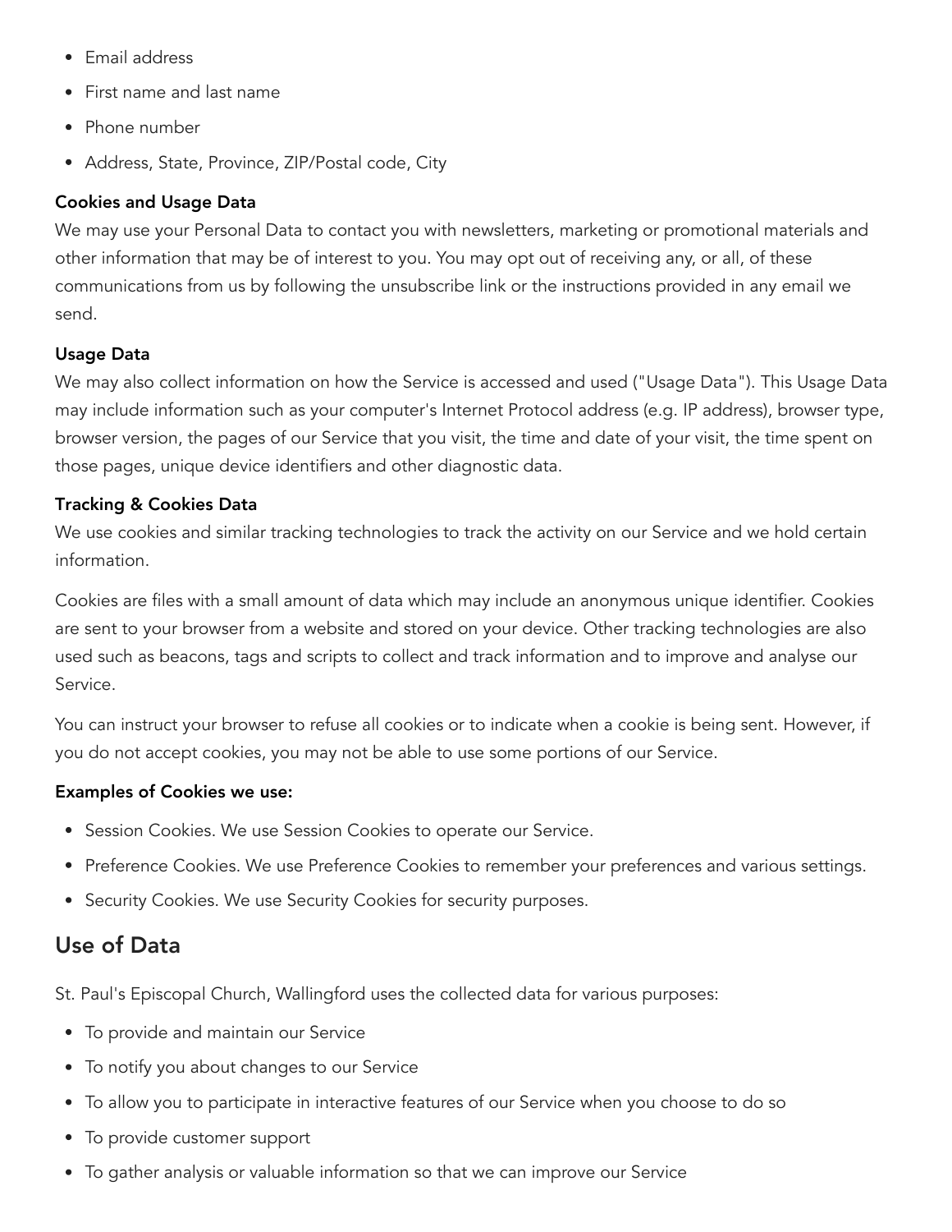- Email address
- First name and last name
- Phone number
- Address, State, Province, ZIP/Postal code, City

**Cookies and Usage Data**
We may use your Personal Data to contact you with newsletters, marketing or promotional materials and other information that may be of interest to you. You may opt out of receiving any, or all, of these communications from us by following the unsubscribe link or the instructions provided in any email we send.

**Usage Data**
We may also collect information on how the Service is accessed and used ("Usage Data"). This Usage Data may include information such as your computer's Internet Protocol address (e.g. IP address), browser type, browser version, the pages of our Service that you visit, the time and date of your visit, the time spent on those pages, unique device identifiers and other diagnostic data.

**Tracking & Cookies Data**
We use cookies and similar tracking technologies to track the activity on our Service and we hold certain information.

Cookies are files with a small amount of data which may include an anonymous unique identifier. Cookies are sent to your browser from a website and stored on your device. Other tracking technologies are also used such as beacons, tags and scripts to collect and track information and to improve and analyse our Service.

You can instruct your browser to refuse all cookies or to indicate when a cookie is being sent. However, if you do not accept cookies, you may not be able to use some portions of our Service.

**Examples of Cookies we use:**

- Session Cookies. We use Session Cookies to operate our Service.
- Preference Cookies. We use Preference Cookies to remember your preferences and various settings.
- Security Cookies. We use Security Cookies for security purposes.

## Use of Data

St. Paul's Episcopal Church, Wallingford uses the collected data for various purposes:

- To provide and maintain our Service
- To notify you about changes to our Service
- To allow you to participate in interactive features of our Service when you choose to do so
- To provide customer support
- To gather analysis or valuable information so that we can improve our Service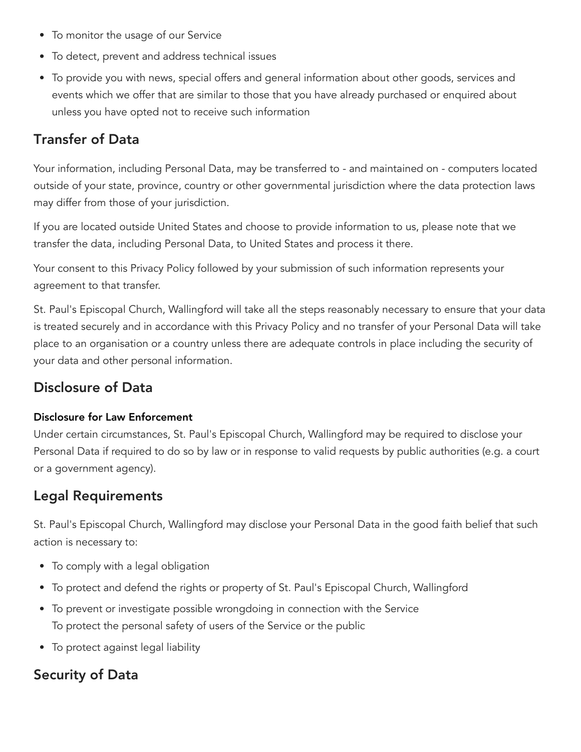- To monitor the usage of our Service
- To detect, prevent and address technical issues
- To provide you with news, special offers and general information about other goods, services and events which we offer that are similar to those that you have already purchased or enquired about unless you have opted not to receive such information

## Transfer of Data

Your information, including Personal Data, may be transferred to - and maintained on - computers located outside of your state, province, country or other governmental jurisdiction where the data protection laws may differ from those of your jurisdiction.

If you are located outside United States and choose to provide information to us, please note that we transfer the data, including Personal Data, to United States and process it there.

Your consent to this Privacy Policy followed by your submission of such information represents your agreement to that transfer.

St. Paul's Episcopal Church, Wallingford will take all the steps reasonably necessary to ensure that your data is treated securely and in accordance with this Privacy Policy and no transfer of your Personal Data will take place to an organisation or a country unless there are adequate controls in place including the security of your data and other personal information.

## Disclosure of Data

#### Disclosure for Law Enforcement

Under certain circumstances, St. Paul's Episcopal Church, Wallingford may be required to disclose your Personal Data if required to do so by law or in response to valid requests by public authorities (e.g. a court or a government agency).

## Legal Requirements

St. Paul's Episcopal Church, Wallingford may disclose your Personal Data in the good faith belief that such action is necessary to:

- To comply with a legal obligation
- To protect and defend the rights or property of St. Paul's Episcopal Church, Wallingford
- To prevent or investigate possible wrongdoing in connection with the Service
  To protect the personal safety of users of the Service or the public
- To protect against legal liability

## Security of Data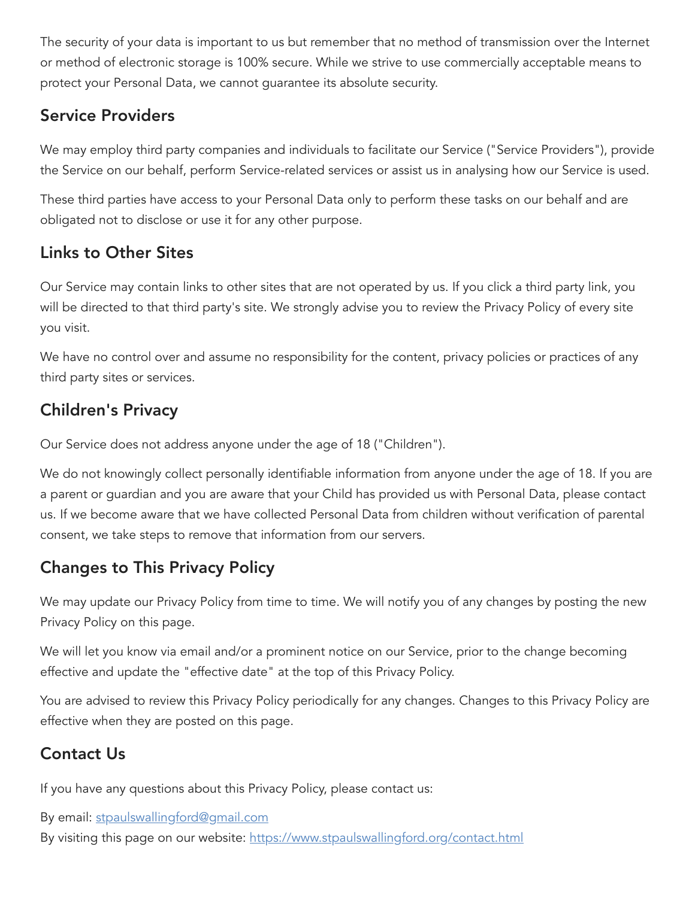The security of your data is important to us but remember that no method of transmission over the Internet or method of electronic storage is 100% secure. While we strive to use commercially acceptable means to protect your Personal Data, we cannot guarantee its absolute security.

## Service Providers

We may employ third party companies and individuals to facilitate our Service ("Service Providers"), provide the Service on our behalf, perform Service-related services or assist us in analysing how our Service is used.

These third parties have access to your Personal Data only to perform these tasks on our behalf and are obligated not to disclose or use it for any other purpose.

## Links to Other Sites

Our Service may contain links to other sites that are not operated by us. If you click a third party link, you will be directed to that third party's site. We strongly advise you to review the Privacy Policy of every site you visit.

We have no control over and assume no responsibility for the content, privacy policies or practices of any third party sites or services.

## Children's Privacy

Our Service does not address anyone under the age of 18 ("Children").

We do not knowingly collect personally identifiable information from anyone under the age of 18. If you are a parent or guardian and you are aware that your Child has provided us with Personal Data, please contact us. If we become aware that we have collected Personal Data from children without verification of parental consent, we take steps to remove that information from our servers.

## Changes to This Privacy Policy

We may update our Privacy Policy from time to time. We will notify you of any changes by posting the new Privacy Policy on this page.

We will let you know via email and/or a prominent notice on our Service, prior to the change becoming effective and update the "effective date" at the top of this Privacy Policy.

You are advised to review this Privacy Policy periodically for any changes. Changes to this Privacy Policy are effective when they are posted on this page.

## Contact Us

If you have any questions about this Privacy Policy, please contact us:

By email: [stpaulswallingford@gmail.com](mailto:stpaulswallingford@gmail.com)
By visiting this page on our website: [https://www.stpaulswallingford.org/contact.html](https://www.stpaulswallingford.org/contact.html)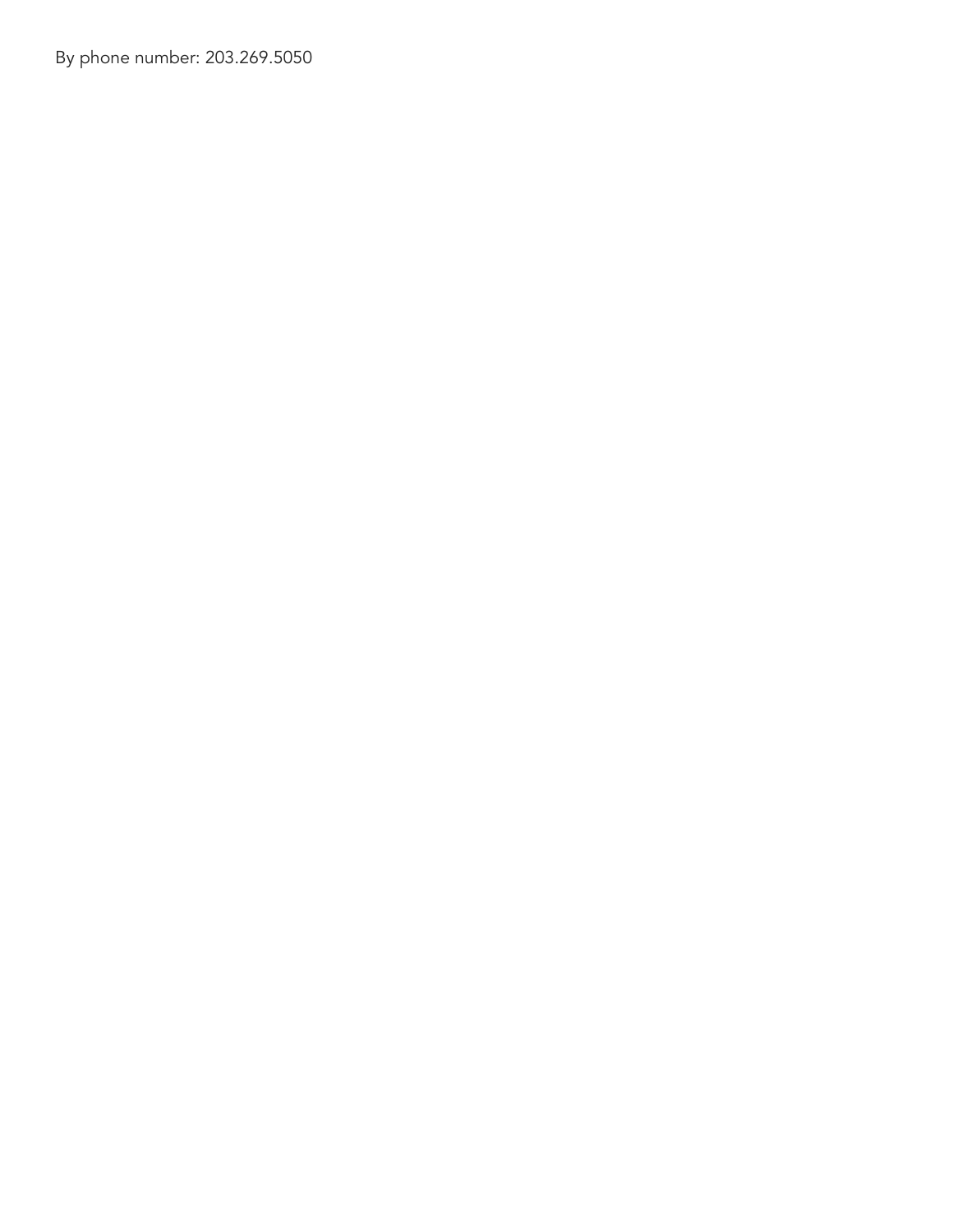By phone number: 203.269.5050